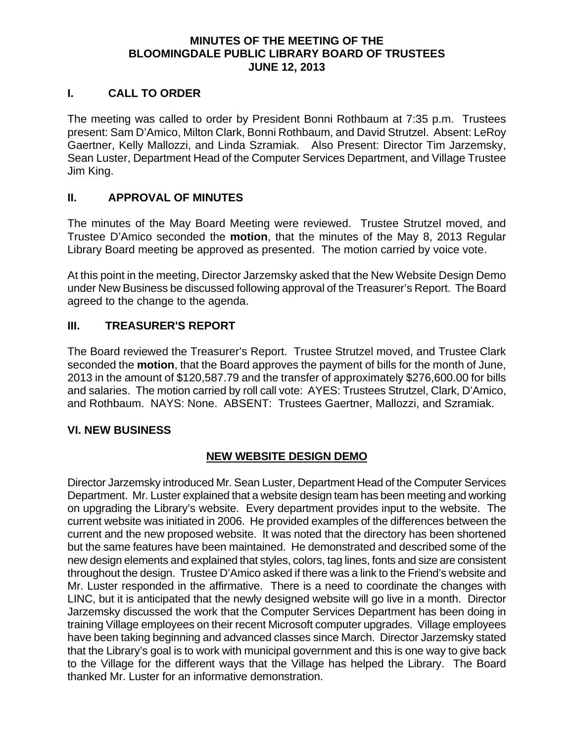# MINUTES OF THE MEETING OF THE BLOOMINGDALE PUBLIC LIBRARY BOARD OF TRUSTEES JUNE 12, 2013

## I. CALL TO ORDER

The meeting was called to order by President Bonni Rothbaum at 7:35 p.m. Trustees present: Sam D'Amico, Milton Clark, Bonni Rothbaum, and David Strutzel. Absent: LeRoy Gaertner, Kelly Mallozzi, and Linda Szramiak. Also Present: Director Tim Jarzemsky, Sean Luster, Department Head of the Computer Services Department, and Village Trustee Jim King.

## II. APPROVAL OF MINUTES

The minutes of the May Board Meeting were reviewed. Trustee Strutzel moved, and Trustee D'Amico seconded the **motion**, that the minutes of the May 8, 2013 Regular Library Board meeting be approved as presented. The motion carried by voice vote.

At this point in the meeting, Director Jarzemsky asked that the New Website Design Demo under New Business be discussed following approval of the Treasurer's Report. The Board agreed to the change to the agenda.

## III. TREASURER'S REPORT

The Board reviewed the Treasurer's Report. Trustee Strutzel moved, and Trustee Clark seconded the **motion**, that the Board approves the payment of bills for the month of June, 2013 in the amount of $120,587.79 and the transfer of approximately $276,600.00 for bills and salaries. The motion carried by roll call vote: AYES: Trustees Strutzel, Clark, D'Amico, and Rothbaum. NAYS: None. ABSENT: Trustees Gaertner, Mallozzi, and Szramiak.

## VI. NEW BUSINESS

### NEW WEBSITE DESIGN DEMO

Director Jarzemsky introduced Mr. Sean Luster, Department Head of the Computer Services Department. Mr. Luster explained that a website design team has been meeting and working on upgrading the Library's website. Every department provides input to the website. The current website was initiated in 2006. He provided examples of the differences between the current and the new proposed website. It was noted that the directory has been shortened but the same features have been maintained. He demonstrated and described some of the new design elements and explained that styles, colors, tag lines, fonts and size are consistent throughout the design. Trustee D'Amico asked if there was a link to the Friend's website and Mr. Luster responded in the affirmative. There is a need to coordinate the changes with LINC, but it is anticipated that the newly designed website will go live in a month. Director Jarzemsky discussed the work that the Computer Services Department has been doing in training Village employees on their recent Microsoft computer upgrades. Village employees have been taking beginning and advanced classes since March. Director Jarzemsky stated that the Library's goal is to work with municipal government and this is one way to give back to the Village for the different ways that the Village has helped the Library. The Board thanked Mr. Luster for an informative demonstration.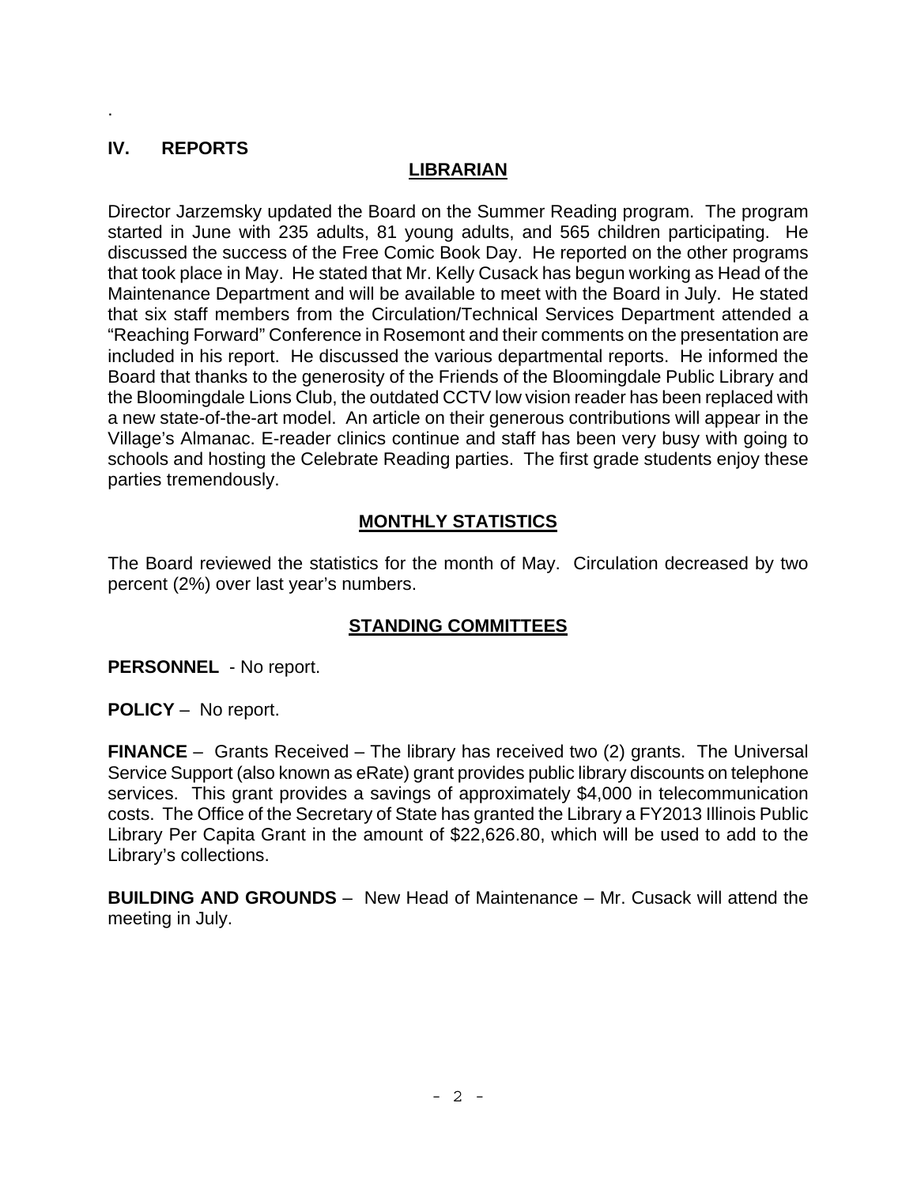.

## IV. REPORTS

### LIBRARIAN

Director Jarzemsky updated the Board on the Summer Reading program. The program started in June with 235 adults, 81 young adults, and 565 children participating. He discussed the success of the Free Comic Book Day. He reported on the other programs that took place in May. He stated that Mr. Kelly Cusack has begun working as Head of the Maintenance Department and will be available to meet with the Board in July. He stated that six staff members from the Circulation/Technical Services Department attended a "Reaching Forward" Conference in Rosemont and their comments on the presentation are included in his report. He discussed the various departmental reports. He informed the Board that thanks to the generosity of the Friends of the Bloomingdale Public Library and the Bloomingdale Lions Club, the outdated CCTV low vision reader has been replaced with a new state-of-the-art model. An article on their generous contributions will appear in the Village's Almanac. E-reader clinics continue and staff has been very busy with going to schools and hosting the Celebrate Reading parties. The first grade students enjoy these parties tremendously.

### MONTHLY STATISTICS

The Board reviewed the statistics for the month of May. Circulation decreased by two percent (2%) over last year's numbers.

### STANDING COMMITTEES

**PERSONNEL** - No report.

**POLICY** – No report.

**FINANCE** – Grants Received – The library has received two (2) grants. The Universal Service Support (also known as eRate) grant provides public library discounts on telephone services. This grant provides a savings of approximately $4,000 in telecommunication costs. The Office of the Secretary of State has granted the Library a FY2013 Illinois Public Library Per Capita Grant in the amount of $22,626.80, which will be used to add to the Library's collections.

**BUILDING AND GROUNDS** – New Head of Maintenance – Mr. Cusack will attend the meeting in July.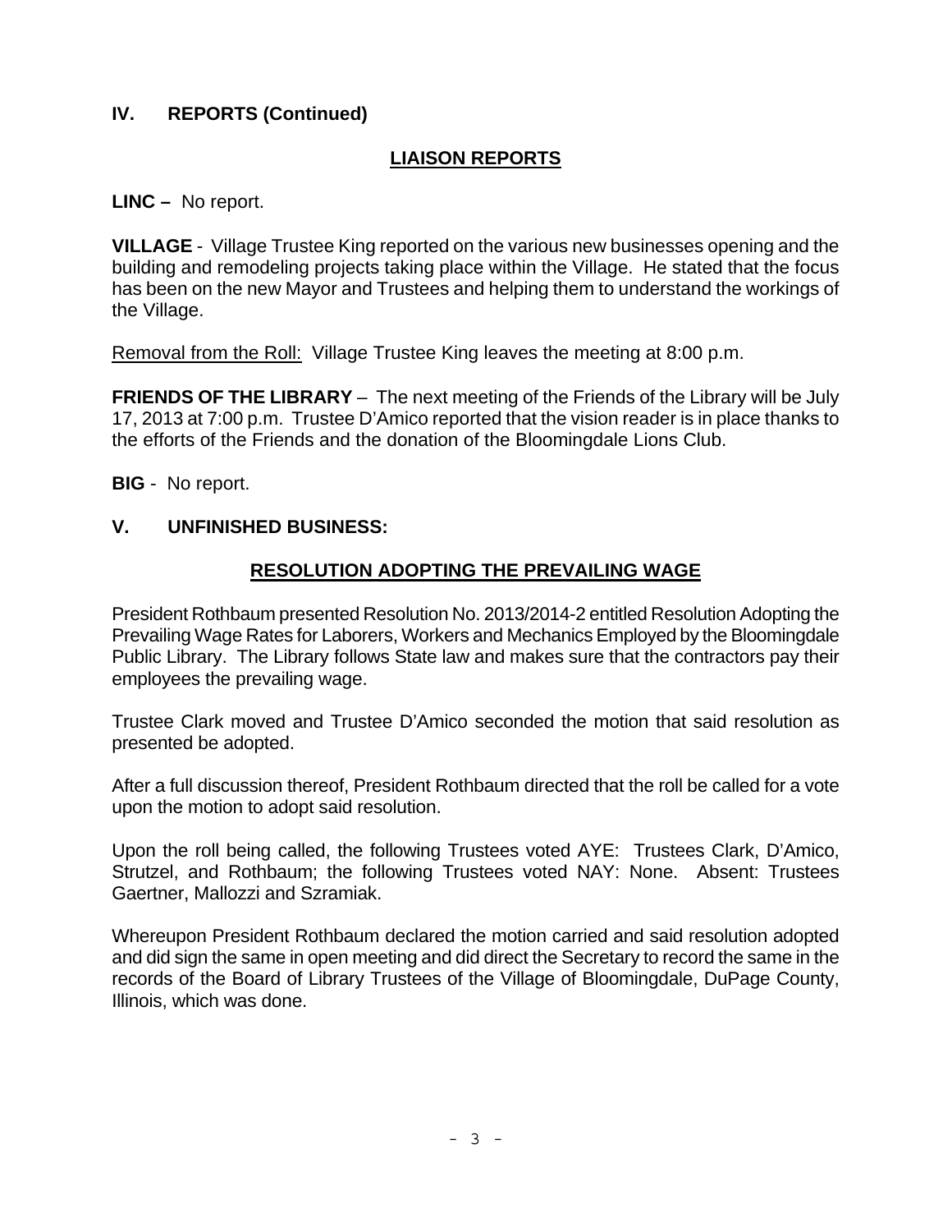## IV. REPORTS (Continued)

### LIAISON REPORTS

**LINC –** No report.

**VILLAGE** - Village Trustee King reported on the various new businesses opening and the building and remodeling projects taking place within the Village. He stated that the focus has been on the new Mayor and Trustees and helping them to understand the workings of the Village.

Removal from the Roll: Village Trustee King leaves the meeting at 8:00 p.m.

**FRIENDS OF THE LIBRARY** – The next meeting of the Friends of the Library will be July 17, 2013 at 7:00 p.m. Trustee D'Amico reported that the vision reader is in place thanks to the efforts of the Friends and the donation of the Bloomingdale Lions Club.

**BIG** - No report.

## V. UNFINISHED BUSINESS:

### RESOLUTION ADOPTING THE PREVAILING WAGE

President Rothbaum presented Resolution No. 2013/2014-2 entitled Resolution Adopting the Prevailing Wage Rates for Laborers, Workers and Mechanics Employed by the Bloomingdale Public Library. The Library follows State law and makes sure that the contractors pay their employees the prevailing wage.

Trustee Clark moved and Trustee D'Amico seconded the motion that said resolution as presented be adopted.

After a full discussion thereof, President Rothbaum directed that the roll be called for a vote upon the motion to adopt said resolution.

Upon the roll being called, the following Trustees voted AYE: Trustees Clark, D'Amico, Strutzel, and Rothbaum; the following Trustees voted NAY: None. Absent: Trustees Gaertner, Mallozzi and Szramiak.

Whereupon President Rothbaum declared the motion carried and said resolution adopted and did sign the same in open meeting and did direct the Secretary to record the same in the records of the Board of Library Trustees of the Village of Bloomingdale, DuPage County, Illinois, which was done.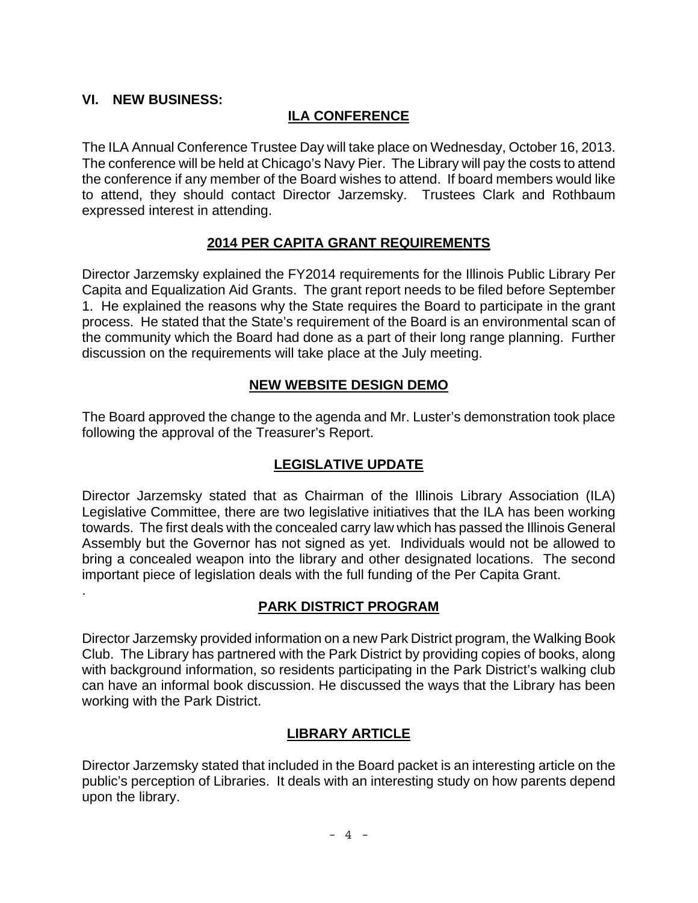## VI. NEW BUSINESS:

### ILA CONFERENCE

The ILA Annual Conference Trustee Day will take place on Wednesday, October 16, 2013. The conference will be held at Chicago's Navy Pier. The Library will pay the costs to attend the conference if any member of the Board wishes to attend. If board members would like to attend, they should contact Director Jarzemsky. Trustees Clark and Rothbaum expressed interest in attending.

### 2014 PER CAPITA GRANT REQUIREMENTS

Director Jarzemsky explained the FY2014 requirements for the Illinois Public Library Per Capita and Equalization Aid Grants. The grant report needs to be filed before September 1. He explained the reasons why the State requires the Board to participate in the grant process. He stated that the State's requirement of the Board is an environmental scan of the community which the Board had done as a part of their long range planning. Further discussion on the requirements will take place at the July meeting.

### NEW WEBSITE DESIGN DEMO

The Board approved the change to the agenda and Mr. Luster's demonstration took place following the approval of the Treasurer's Report.

### LEGISLATIVE UPDATE

Director Jarzemsky stated that as Chairman of the Illinois Library Association (ILA) Legislative Committee, there are two legislative initiatives that the ILA has been working towards. The first deals with the concealed carry law which has passed the Illinois General Assembly but the Governor has not signed as yet. Individuals would not be allowed to bring a concealed weapon into the library and other designated locations. The second important piece of legislation deals with the full funding of the Per Capita Grant.

.

### PARK DISTRICT PROGRAM

Director Jarzemsky provided information on a new Park District program, the Walking Book Club. The Library has partnered with the Park District by providing copies of books, along with background information, so residents participating in the Park District's walking club can have an informal book discussion. He discussed the ways that the Library has been working with the Park District.

### LIBRARY ARTICLE

Director Jarzemsky stated that included in the Board packet is an interesting article on the public's perception of Libraries. It deals with an interesting study on how parents depend upon the library.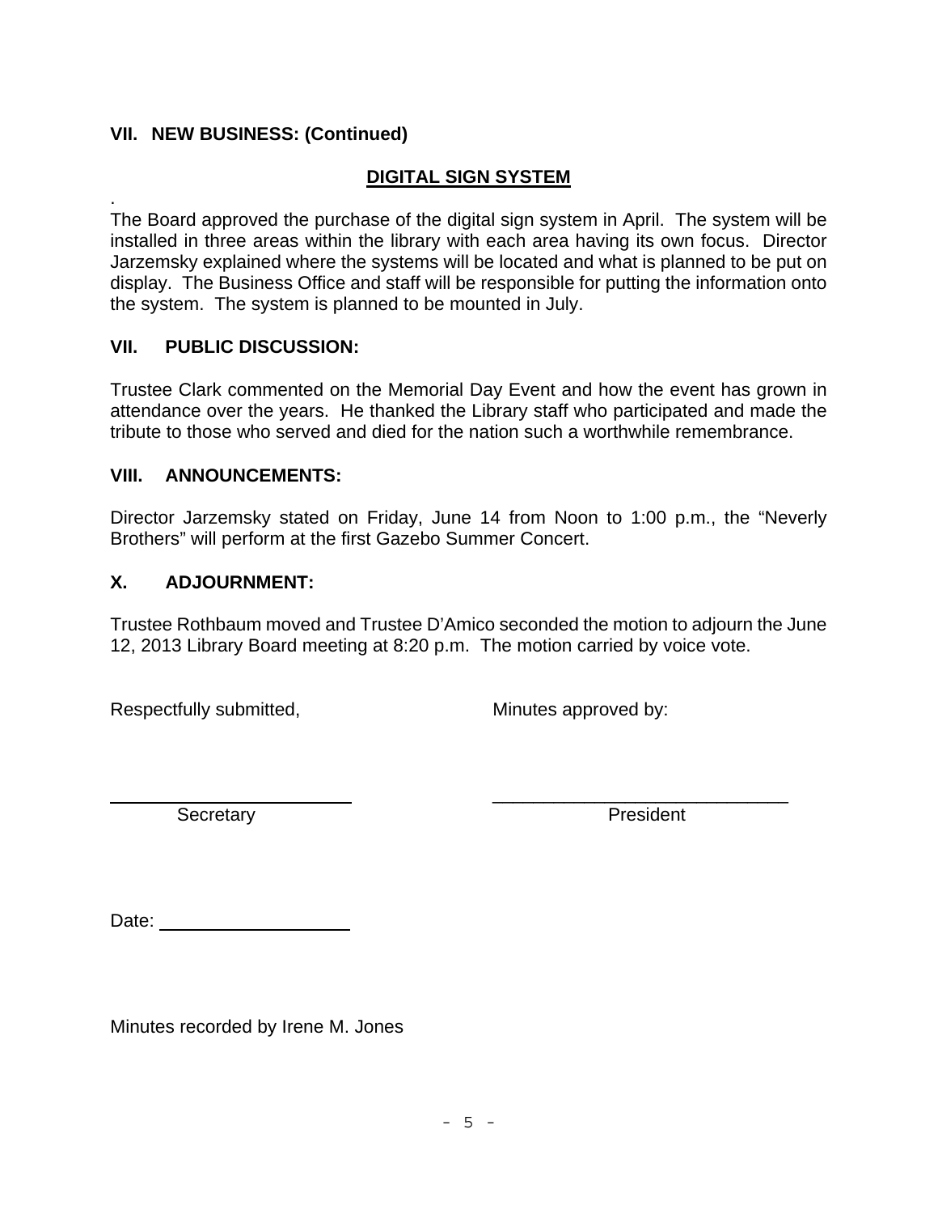## VII. NEW BUSINESS: (Continued)

### DIGITAL SIGN SYSTEM

.
The Board approved the purchase of the digital sign system in April. The system will be installed in three areas within the library with each area having its own focus. Director Jarzemsky explained where the systems will be located and what is planned to be put on display. The Business Office and staff will be responsible for putting the information onto the system. The system is planned to be mounted in July.

## VII. PUBLIC DISCUSSION:

Trustee Clark commented on the Memorial Day Event and how the event has grown in attendance over the years. He thanked the Library staff who participated and made the tribute to those who served and died for the nation such a worthwhile remembrance.

## VIII. ANNOUNCEMENTS:

Director Jarzemsky stated on Friday, June 14 from Noon to 1:00 p.m., the "Neverly Brothers" will perform at the first Gazebo Summer Concert.

## X. ADJOURNMENT:

Trustee Rothbaum moved and Trustee D'Amico seconded the motion to adjourn the June 12, 2013 Library Board meeting at 8:20 p.m. The motion carried by voice vote.

Respectfully submitted,

______________________
Secretary

Minutes approved by:

______________________
President

Date: ______________________

Minutes recorded by Irene M. Jones